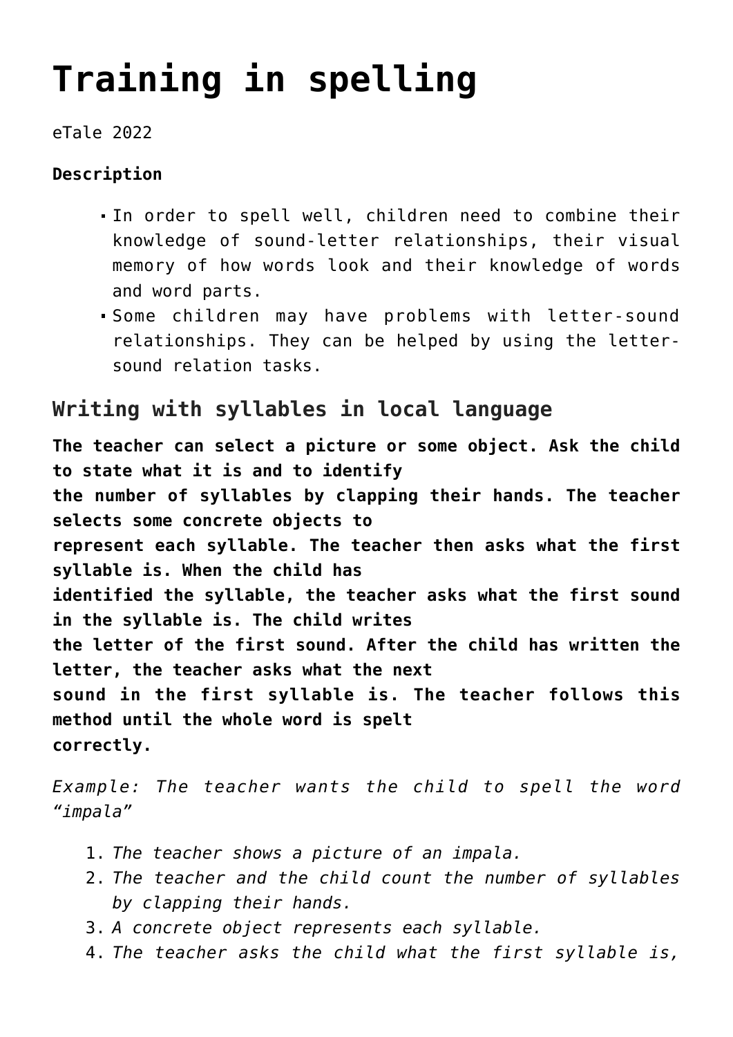# Training in spelling

eTale 2022

**Description**

- In order to spell well, children need to combine their knowledge of sound-letter relationships, their visual memory of how words look and their knowledge of words and word parts.
- Some children may have problems with letter-sound relationships. They can be helped by using the letter-sound relation tasks.

## Writing with syllables in local language

**The teacher can select a picture or some object. Ask the child to state what it is and to identify the number of syllables by clapping their hands. The teacher selects some concrete objects to represent each syllable. The teacher then asks what the first syllable is. When the child has identified the syllable, the teacher asks what the first sound in the syllable is. The child writes the letter of the first sound. After the child has written the letter, the teacher asks what the next sound in the first syllable is. The teacher follows this method until the whole word is spelt correctly.**

*Example: The teacher wants the child to spell the word "impala"*

1. *The teacher shows a picture of an impala.*
2. *The teacher and the child count the number of syllables by clapping their hands.*
3. *A concrete object represents each syllable.*
4. *The teacher asks the child what the first syllable is,*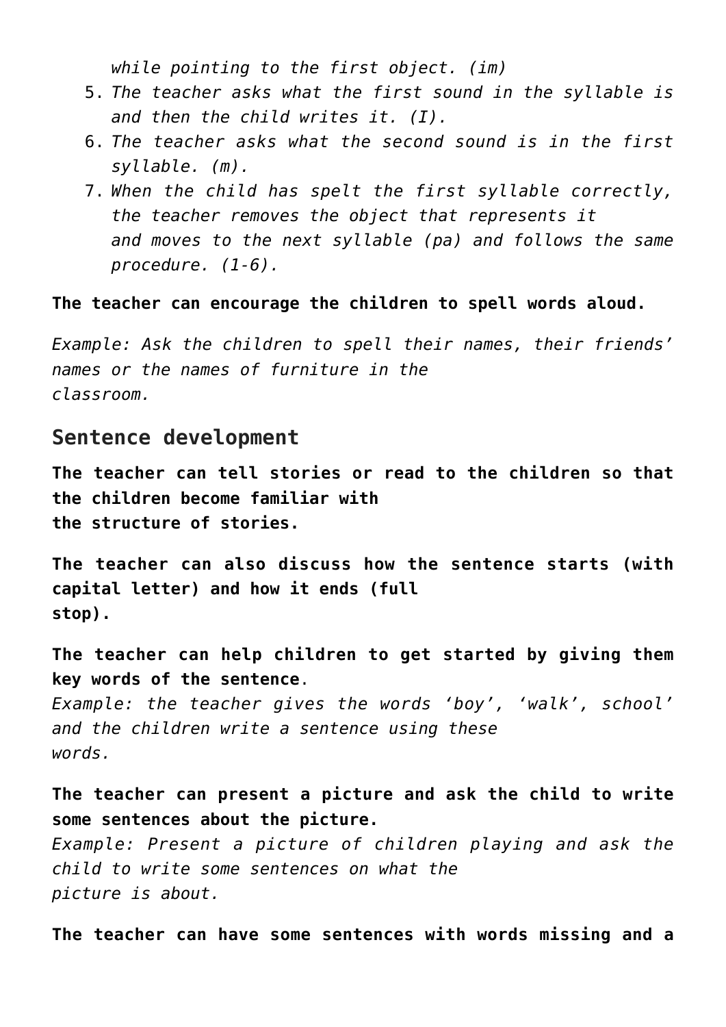*while pointing to the first object. (im)*

5. *The teacher asks what the first sound in the syllable is and then the child writes it. (I).*
6. *The teacher asks what the second sound is in the first syllable. (m).*
7. *When the child has spelt the first syllable correctly, the teacher removes the object that represents it and moves to the next syllable (pa) and follows the same procedure. (1-6).*

**The teacher can encourage the children to spell words aloud.**

*Example: Ask the children to spell their names, their friends' names or the names of furniture in the classroom.*

## Sentence development

**The teacher can tell stories or read to the children so that the children become familiar with the structure of stories.**

**The teacher can also discuss how the sentence starts (with capital letter) and how it ends (full stop).**

**The teacher can help children to get started by giving them key words of the sentence**.
*Example: the teacher gives the words 'boy', 'walk', school' and the children write a sentence using these words.*

**The teacher can present a picture and ask the child to write some sentences about the picture.**
*Example: Present a picture of children playing and ask the child to write some sentences on what the picture is about.*

**The teacher can have some sentences with words missing and a**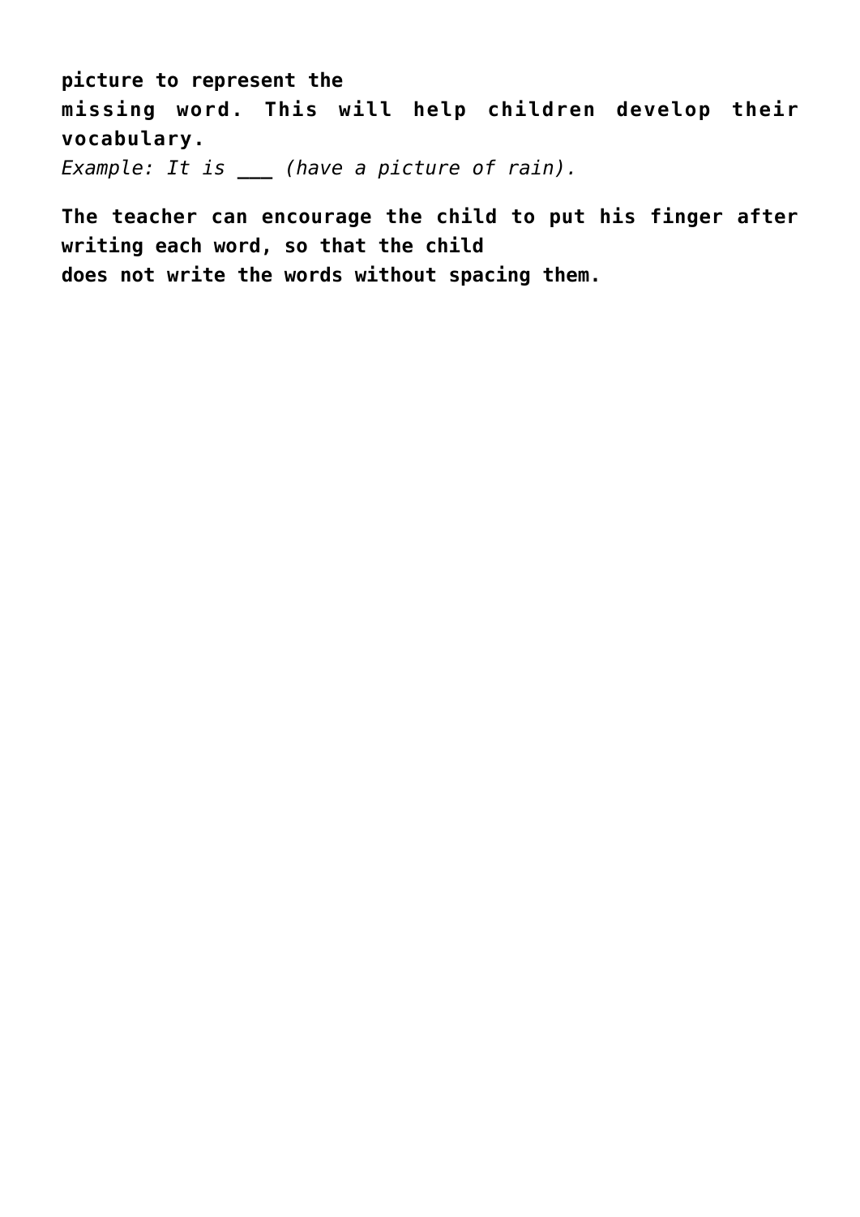**picture to represent the missing word. This will help children develop their vocabulary.**

*Example: It is ___ (have a picture of rain).*

**The teacher can encourage the child to put his finger after writing each word, so that the child does not write the words without spacing them.**